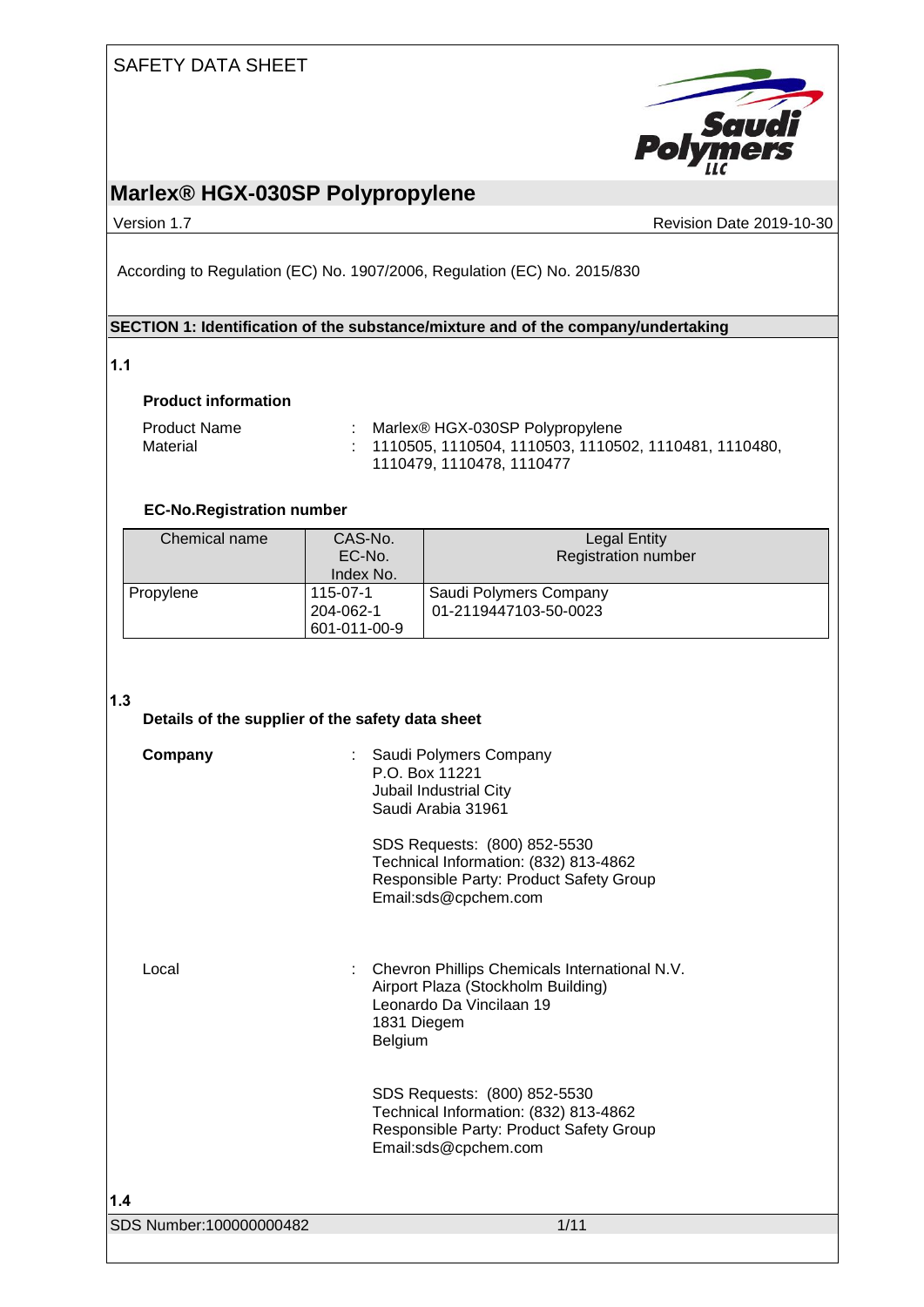SAFETY DATA SHEET

# Marlex® HGX-030SP Polypropylene

Version 1.7 | Revision Date 2019-10-30

According to Regulation (EC) No. 1907/2006, Regulation (EC) No. 2015/830

## SECTION 1: Identification of the substance/mixture and of the company/undertaking

**1.1**

**Product information**

Product Name : Marlex® HGX-030SP Polypropylene

Material : 1110505, 1110504, 1110503, 1110502, 1110481, 1110480, 1110479, 1110478, 1110477

**EC-No.Registration number**

| Chemical name | CAS-No.<br>EC-No.<br>Index No. | Legal Entity<br>Registration number |
|---|---|---|
| Propylene | 115-07-1<br>204-062-1<br>601-011-00-9 | Saudi Polymers Company<br>01-2119447103-50-0023 |

**1.3**

**Details of the supplier of the safety data sheet**

**Company** : Saudi Polymers Company
P.O. Box 11221
Jubail Industrial City
Saudi Arabia 31961

SDS Requests: (800) 852-5530
Technical Information: (832) 813-4862
Responsible Party: Product Safety Group
Email:sds@cpchem.com

Local : Chevron Phillips Chemicals International N.V.
Airport Plaza (Stockholm Building)
Leonardo Da Vincilaan 19
1831 Diegem
Belgium

SDS Requests: (800) 852-5530
Technical Information: (832) 813-4862
Responsible Party: Product Safety Group
Email:sds@cpchem.com

**1.4**

SDS Number:100000000482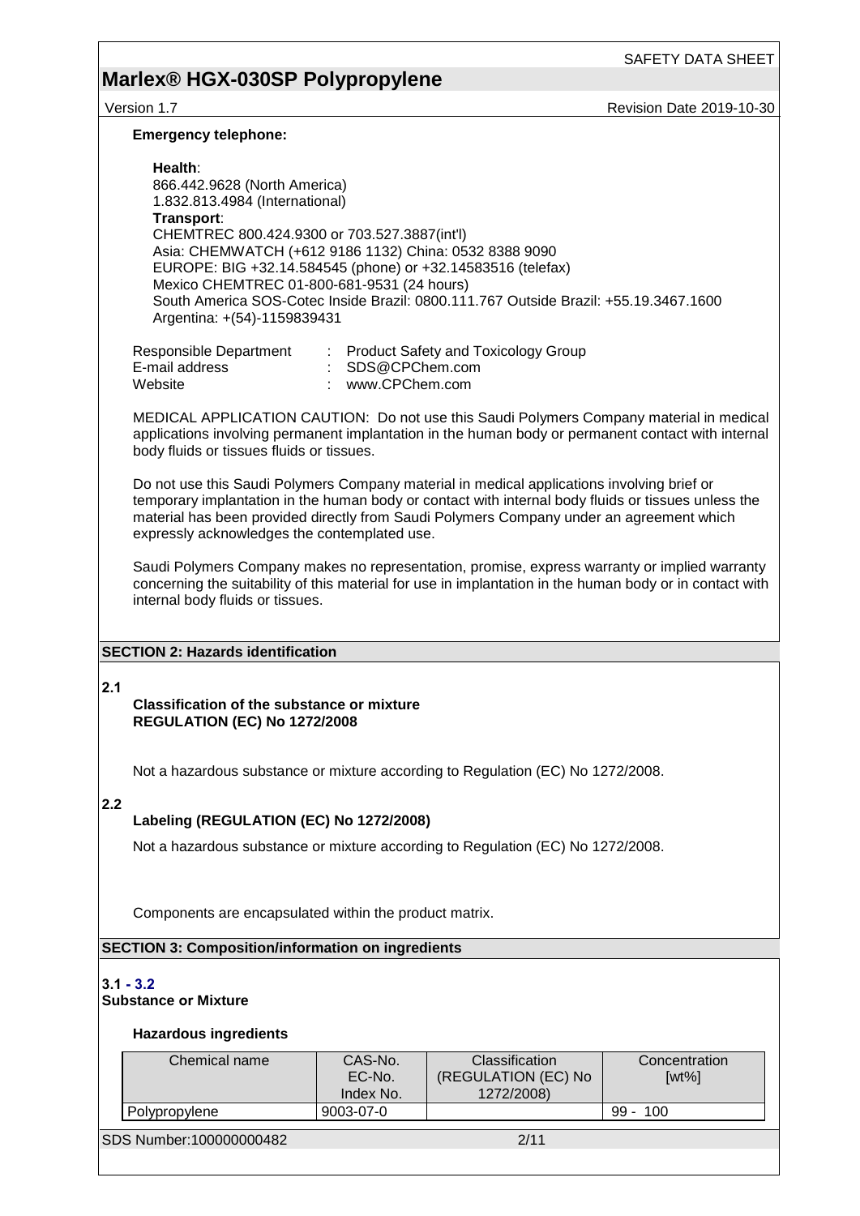**Emergency telephone:**

**Health**:
866.442.9628 (North America)
1.832.813.4984 (International)
**Transport**:
CHEMTREC 800.424.9300 or 703.527.3887(int'l)
Asia: CHEMWATCH (+612 9186 1132) China: 0532 8388 9090
EUROPE: BIG +32.14.584545 (phone) or +32.14583516 (telefax)
Mexico CHEMTREC 01-800-681-9531 (24 hours)
South America SOS-Cotec Inside Brazil: 0800.111.767 Outside Brazil: +55.19.3467.1600
Argentina: +(54)-1159839431

Responsible Department : Product Safety and Toxicology Group
E-mail address : SDS@CPChem.com
Website : www.CPChem.com

MEDICAL APPLICATION CAUTION: Do not use this Saudi Polymers Company material in medical applications involving permanent implantation in the human body or permanent contact with internal body fluids or tissues fluids or tissues.

Do not use this Saudi Polymers Company material in medical applications involving brief or temporary implantation in the human body or contact with internal body fluids or tissues unless the material has been provided directly from Saudi Polymers Company under an agreement which expressly acknowledges the contemplated use.

Saudi Polymers Company makes no representation, promise, express warranty or implied warranty concerning the suitability of this material for use in implantation in the human body or in contact with internal body fluids or tissues.

## SECTION 2: Hazards identification

**2.1**

**Classification of the substance or mixture**
**REGULATION (EC) No 1272/2008**

Not a hazardous substance or mixture according to Regulation (EC) No 1272/2008.

**2.2**

**Labeling (REGULATION (EC) No 1272/2008)**

Not a hazardous substance or mixture according to Regulation (EC) No 1272/2008.

Components are encapsulated within the product matrix.

## SECTION 3: Composition/information on ingredients

**3.1 - 3.2**
**Substance or Mixture**

**Hazardous ingredients**

| Chemical name | CAS-No.<br>EC-No.<br>Index No. | Classification<br>(REGULATION (EC) No 1272/2008) | Concentration<br>[wt%] |
|---|---|---|---|
| Polypropylene | 9003-07-0 | | 99 - 100 |

SDS Number:100000000482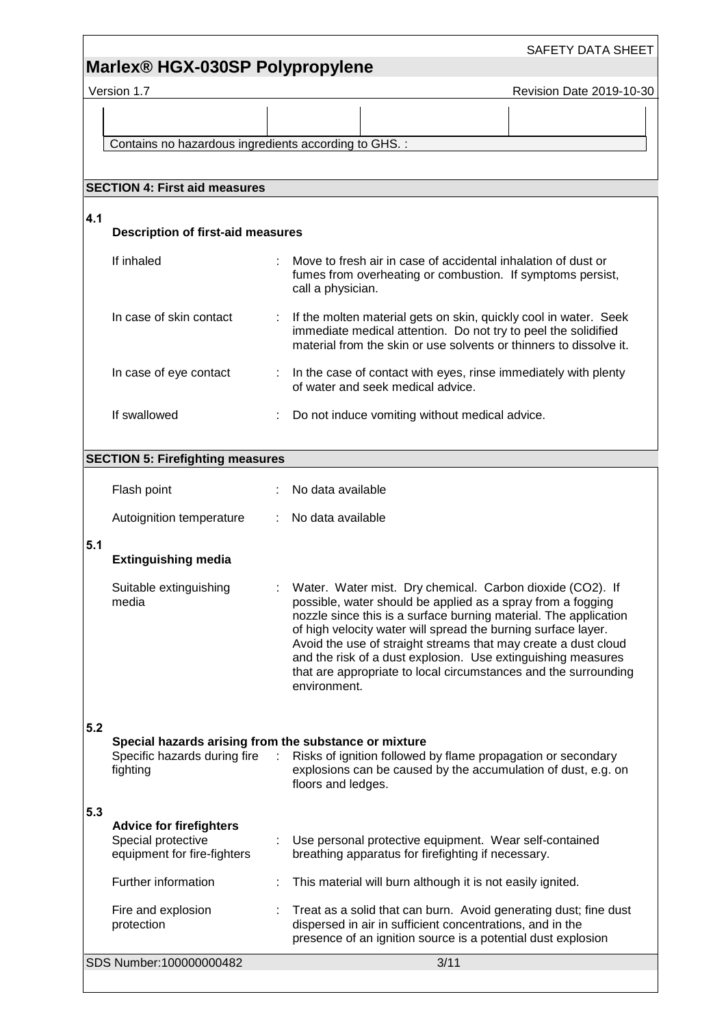Contains no hazardous ingredients according to GHS. :

## SECTION 4: First aid measures

### 4.1 Description of first-aid measures

If inhaled : Move to fresh air in case of accidental inhalation of dust or fumes from overheating or combustion. If symptoms persist, call a physician.

In case of skin contact : If the molten material gets on skin, quickly cool in water. Seek immediate medical attention. Do not try to peel the solidified material from the skin or use solvents or thinners to dissolve it.

In case of eye contact : In the case of contact with eyes, rinse immediately with plenty of water and seek medical advice.

If swallowed : Do not induce vomiting without medical advice.

## SECTION 5: Firefighting measures

Flash point : No data available

Autoignition temperature : No data available

### 5.1 Extinguishing media

Suitable extinguishing media : Water. Water mist. Dry chemical. Carbon dioxide (CO2). If possible, water should be applied as a spray from a fogging nozzle since this is a surface burning material. The application of high velocity water will spread the burning surface layer. Avoid the use of straight streams that may create a dust cloud and the risk of a dust explosion. Use extinguishing measures that are appropriate to local circumstances and the surrounding environment.

### 5.2 Special hazards arising from the substance or mixture

Specific hazards during fire fighting : Risks of ignition followed by flame propagation or secondary explosions can be caused by the accumulation of dust, e.g. on floors and ledges.

### 5.3 Advice for firefighters

Special protective equipment for fire-fighters : Use personal protective equipment. Wear self-contained breathing apparatus for firefighting if necessary.

Further information : This material will burn although it is not easily ignited.

Fire and explosion protection : Treat as a solid that can burn. Avoid generating dust; fine dust dispersed in air in sufficient concentrations, and in the presence of an ignition source is a potential dust explosion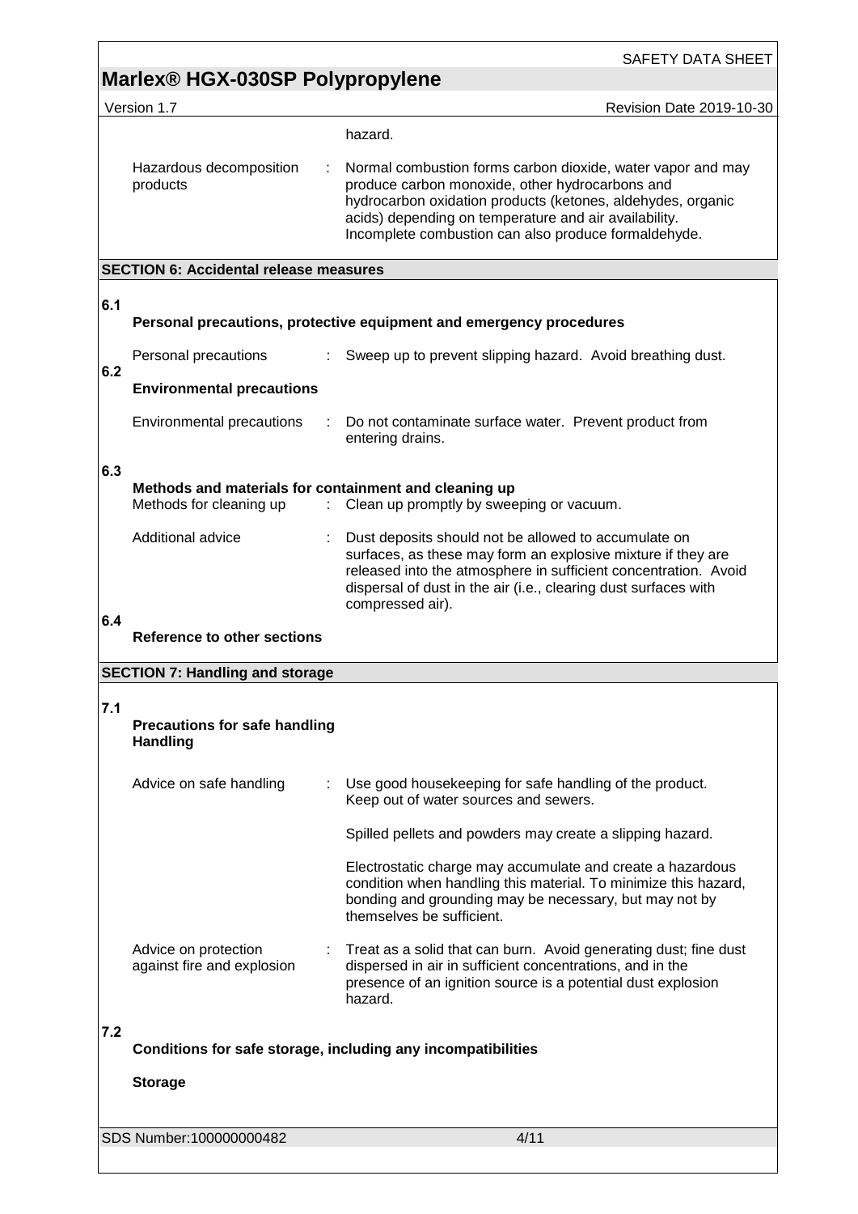hazard.

| | | |
|---|---|---|
| Hazardous decomposition products | : | Normal combustion forms carbon dioxide, water vapor and may produce carbon monoxide, other hydrocarbons and hydrocarbon oxidation products (ketones, aldehydes, organic acids) depending on temperature and air availability. Incomplete combustion can also produce formaldehyde. |

## SECTION 6: Accidental release measures

**6.1 Personal precautions, protective equipment and emergency procedures**

| | | |
|---|---|---|
| Personal precautions | : | Sweep up to prevent slipping hazard. Avoid breathing dust. |

**6.2 Environmental precautions**

| | | |
|---|---|---|
| Environmental precautions | : | Do not contaminate surface water. Prevent product from entering drains. |

**6.3 Methods and materials for containment and cleaning up**

| | | |
|---|---|---|
| Methods for cleaning up | : | Clean up promptly by sweeping or vacuum. |
| Additional advice | : | Dust deposits should not be allowed to accumulate on surfaces, as these may form an explosive mixture if they are released into the atmosphere in sufficient concentration. Avoid dispersal of dust in the air (i.e., clearing dust surfaces with compressed air). |

**6.4 Reference to other sections**

## SECTION 7: Handling and storage

**7.1 Precautions for safe handling**

**Handling**

| | | |
|---|---|---|
| Advice on safe handling | : | Use good housekeeping for safe handling of the product. Keep out of water sources and sewers.<br><br>Spilled pellets and powders may create a slipping hazard.<br><br>Electrostatic charge may accumulate and create a hazardous condition when handling this material. To minimize this hazard, bonding and grounding may be necessary, but may not by themselves be sufficient. |
| Advice on protection against fire and explosion | : | Treat as a solid that can burn. Avoid generating dust; fine dust dispersed in air in sufficient concentrations, and in the presence of an ignition source is a potential dust explosion hazard. |

**7.2 Conditions for safe storage, including any incompatibilities**

**Storage**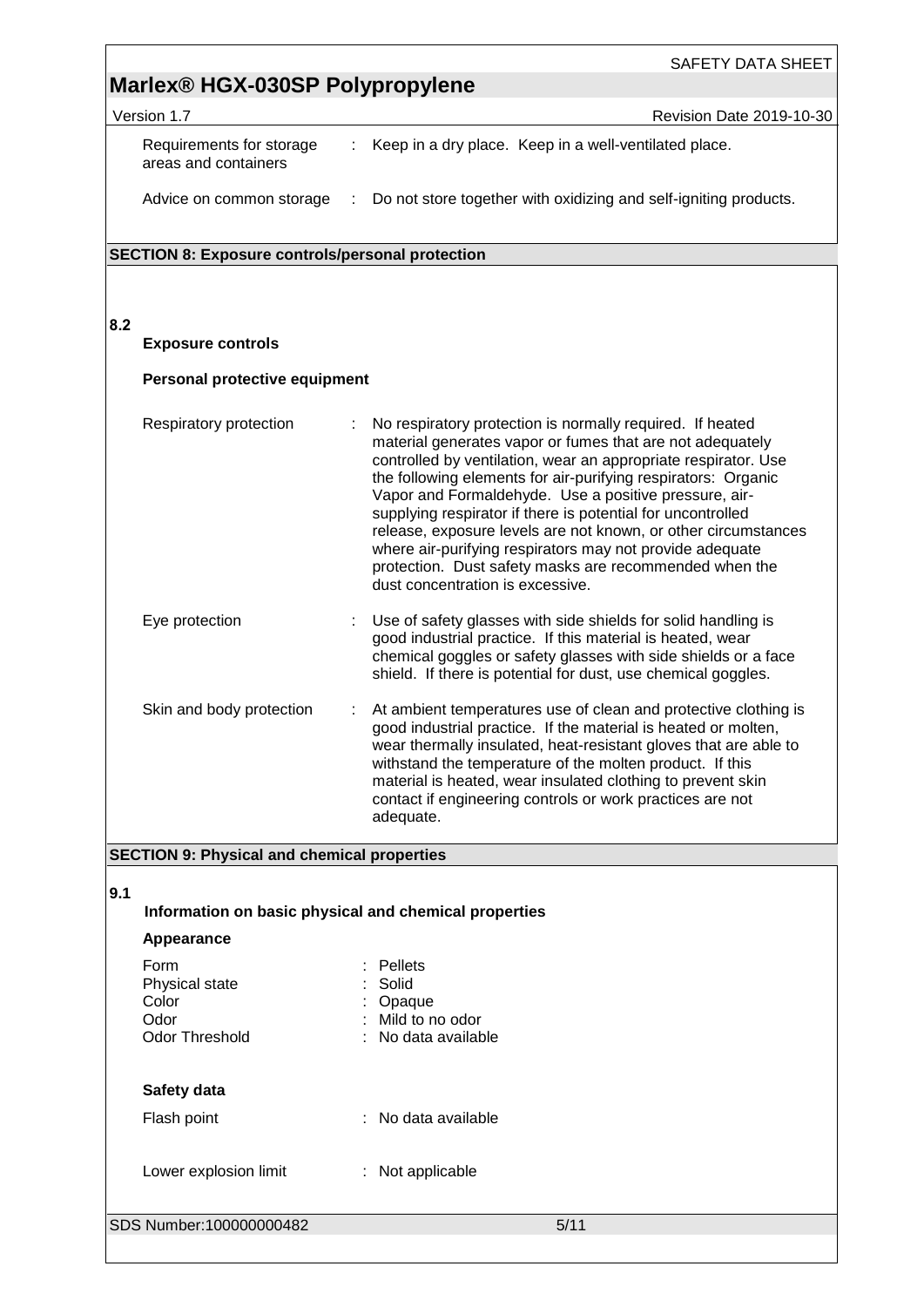| | | |
|---|---|---|
| Requirements for storage areas and containers | : | Keep in a dry place. Keep in a well-ventilated place. |
| Advice on common storage | : | Do not store together with oxidizing and self-igniting products. |

## SECTION 8: Exposure controls/personal protection

**8.2**

### Exposure controls

**Personal protective equipment**

| | | |
|---|---|---|
| Respiratory protection | : | No respiratory protection is normally required. If heated material generates vapor or fumes that are not adequately controlled by ventilation, wear an appropriate respirator. Use the following elements for air-purifying respirators: Organic Vapor and Formaldehyde. Use a positive pressure, air-supplying respirator if there is potential for uncontrolled release, exposure levels are not known, or other circumstances where air-purifying respirators may not provide adequate protection. Dust safety masks are recommended when the dust concentration is excessive. |
| Eye protection | : | Use of safety glasses with side shields for solid handling is good industrial practice. If this material is heated, wear chemical goggles or safety glasses with side shields or a face shield. If there is potential for dust, use chemical goggles. |
| Skin and body protection | : | At ambient temperatures use of clean and protective clothing is good industrial practice. If the material is heated or molten, wear thermally insulated, heat-resistant gloves that are able to withstand the temperature of the molten product. If this material is heated, wear insulated clothing to prevent skin contact if engineering controls or work practices are not adequate. |

## SECTION 9: Physical and chemical properties

**9.1**

### Information on basic physical and chemical properties

**Appearance**

| | | |
|---|---|---|
| Form | : | Pellets |
| Physical state | : | Solid |
| Color | : | Opaque |
| Odor | : | Mild to no odor |
| Odor Threshold | : | No data available |

**Safety data**

| | | |
|---|---|---|
| Flash point | : | No data available |
| Lower explosion limit | : | Not applicable |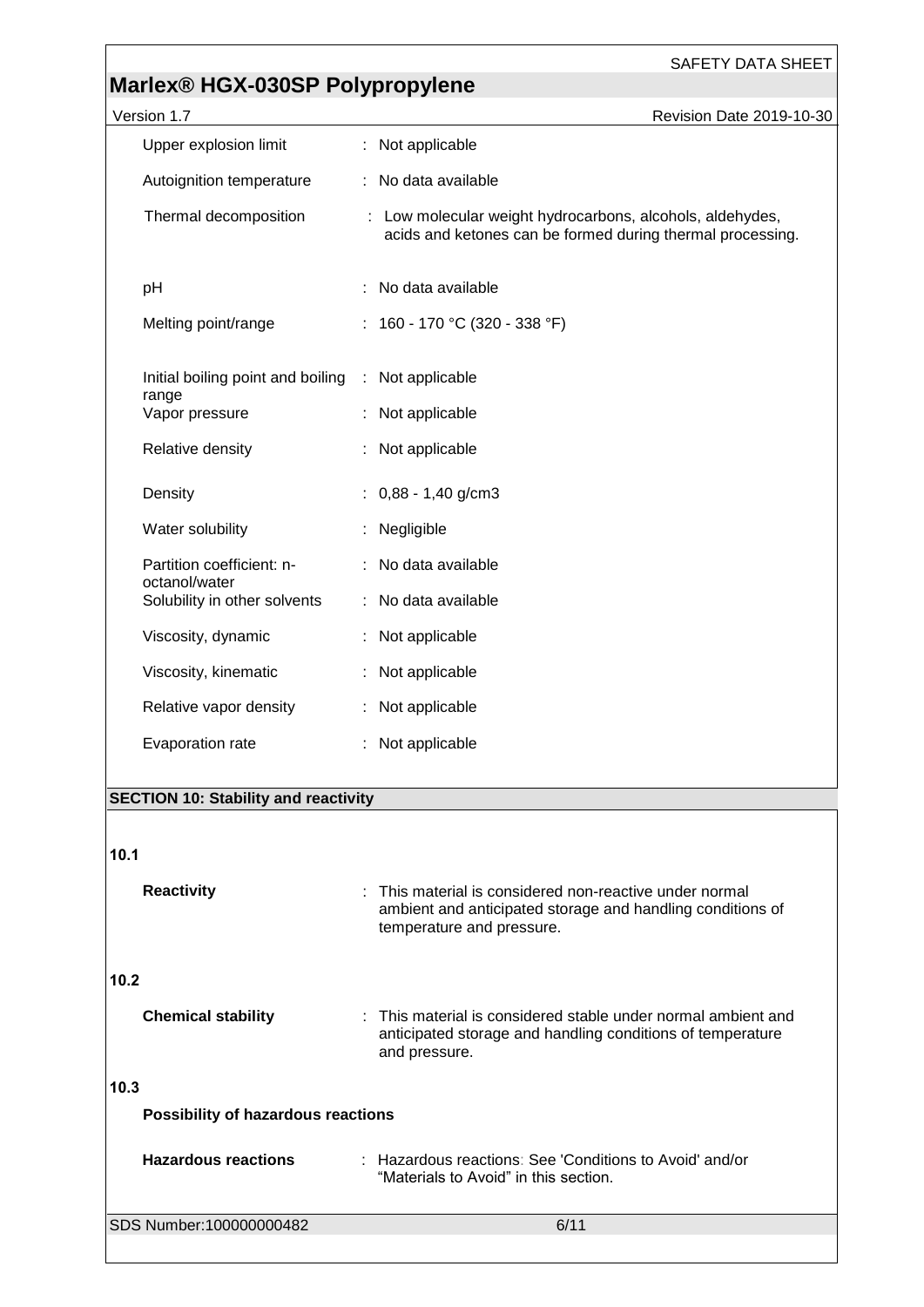| | | |
|---|---|---|
| Upper explosion limit | : | Not applicable |
| Autoignition temperature | : | No data available |
| Thermal decomposition | : | Low molecular weight hydrocarbons, alcohols, aldehydes, acids and ketones can be formed during thermal processing. |
| pH | : | No data available |
| Melting point/range | : | 160 - 170 °C (320 - 338 °F) |
| Initial boiling point and boiling range | : | Not applicable |
| Vapor pressure | : | Not applicable |
| Relative density | : | Not applicable |
| Density | : | 0,88 - 1,40 g/cm3 |
| Water solubility | : | Negligible |
| Partition coefficient: n-octanol/water | : | No data available |
| Solubility in other solvents | : | No data available |
| Viscosity, dynamic | : | Not applicable |
| Viscosity, kinematic | : | Not applicable |
| Relative vapor density | : | Not applicable |
| Evaporation rate | : | Not applicable |

## SECTION 10: Stability and reactivity

**10.1**

**Reactivity** : This material is considered non-reactive under normal ambient and anticipated storage and handling conditions of temperature and pressure.

**10.2**

**Chemical stability** : This material is considered stable under normal ambient and anticipated storage and handling conditions of temperature and pressure.

**10.3**

**Possibility of hazardous reactions**

**Hazardous reactions** : Hazardous reactions: See 'Conditions to Avoid' and/or "Materials to Avoid" in this section.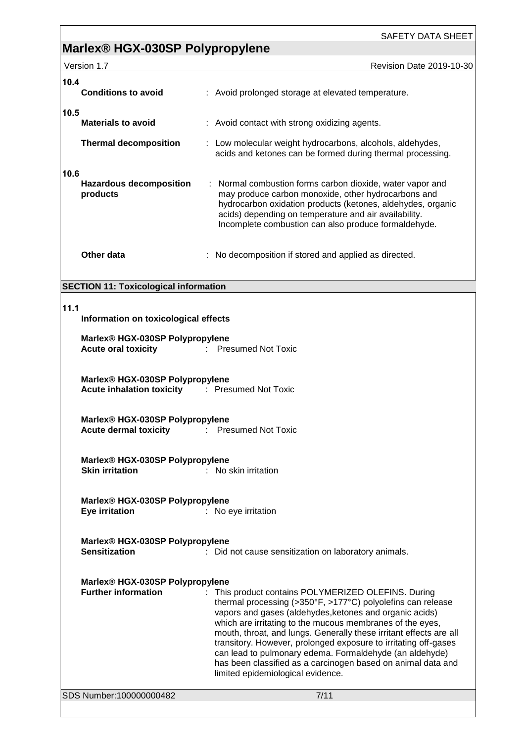**10.4**

**Conditions to avoid** : Avoid prolonged storage at elevated temperature.

**10.5**

**Materials to avoid** : Avoid contact with strong oxidizing agents.

**Thermal decomposition** : Low molecular weight hydrocarbons, alcohols, aldehydes, acids and ketones can be formed during thermal processing.

**10.6**

**Hazardous decomposition products** : Normal combustion forms carbon dioxide, water vapor and may produce carbon monoxide, other hydrocarbons and hydrocarbon oxidation products (ketones, aldehydes, organic acids) depending on temperature and air availability. Incomplete combustion can also produce formaldehyde.

**Other data** : No decomposition if stored and applied as directed.

## SECTION 11: Toxicological information

**11.1**

**Information on toxicological effects**

**Marlex® HGX-030SP Polypropylene**
**Acute oral toxicity** : Presumed Not Toxic

**Marlex® HGX-030SP Polypropylene**
**Acute inhalation toxicity** : Presumed Not Toxic

**Marlex® HGX-030SP Polypropylene**
**Acute dermal toxicity** : Presumed Not Toxic

**Marlex® HGX-030SP Polypropylene**
**Skin irritation** : No skin irritation

**Marlex® HGX-030SP Polypropylene**
**Eye irritation** : No eye irritation

**Marlex® HGX-030SP Polypropylene**
**Sensitization** : Did not cause sensitization on laboratory animals.

**Marlex® HGX-030SP Polypropylene**
**Further information** : This product contains POLYMERIZED OLEFINS. During thermal processing (>350°F, >177°C) polyolefins can release vapors and gases (aldehydes,ketones and organic acids) which are irritating to the mucous membranes of the eyes, mouth, throat, and lungs. Generally these irritant effects are all transitory. However, prolonged exposure to irritating off-gases can lead to pulmonary edema. Formaldehyde (an aldehyde) has been classified as a carcinogen based on animal data and limited epidemiological evidence.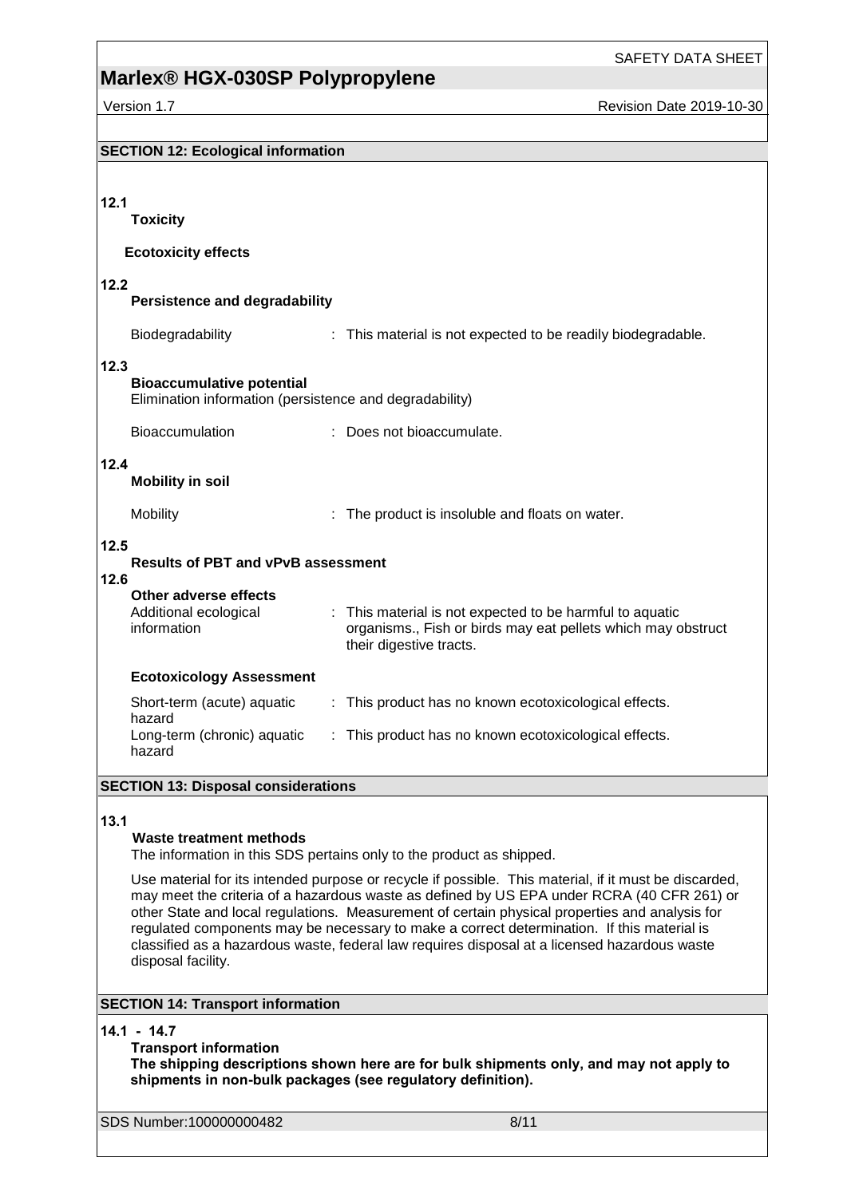## SECTION 12: Ecological information

**12.1**

**Toxicity**

**Ecotoxicity effects**

**12.2**

**Persistence and degradability**

Biodegradability : This material is not expected to be readily biodegradable.

**12.3**

**Bioaccumulative potential**

Elimination information (persistence and degradability)

Bioaccumulation : Does not bioaccumulate.

**12.4**

**Mobility in soil**

Mobility : The product is insoluble and floats on water.

**12.5**

**Results of PBT and vPvB assessment**

**12.6**

**Other adverse effects**

Additional ecological information : This material is not expected to be harmful to aquatic organisms., Fish or birds may eat pellets which may obstruct their digestive tracts.

**Ecotoxicology Assessment**

Short-term (acute) aquatic hazard : This product has no known ecotoxicological effects.

Long-term (chronic) aquatic hazard : This product has no known ecotoxicological effects.

## SECTION 13: Disposal considerations

**13.1**

**Waste treatment methods**

The information in this SDS pertains only to the product as shipped.

Use material for its intended purpose or recycle if possible. This material, if it must be discarded, may meet the criteria of a hazardous waste as defined by US EPA under RCRA (40 CFR 261) or other State and local regulations. Measurement of certain physical properties and analysis for regulated components may be necessary to make a correct determination. If this material is classified as a hazardous waste, federal law requires disposal at a licensed hazardous waste disposal facility.

## SECTION 14: Transport information

**14.1 - 14.7**

**Transport information**

**The shipping descriptions shown here are for bulk shipments only, and may not apply to shipments in non-bulk packages (see regulatory definition).**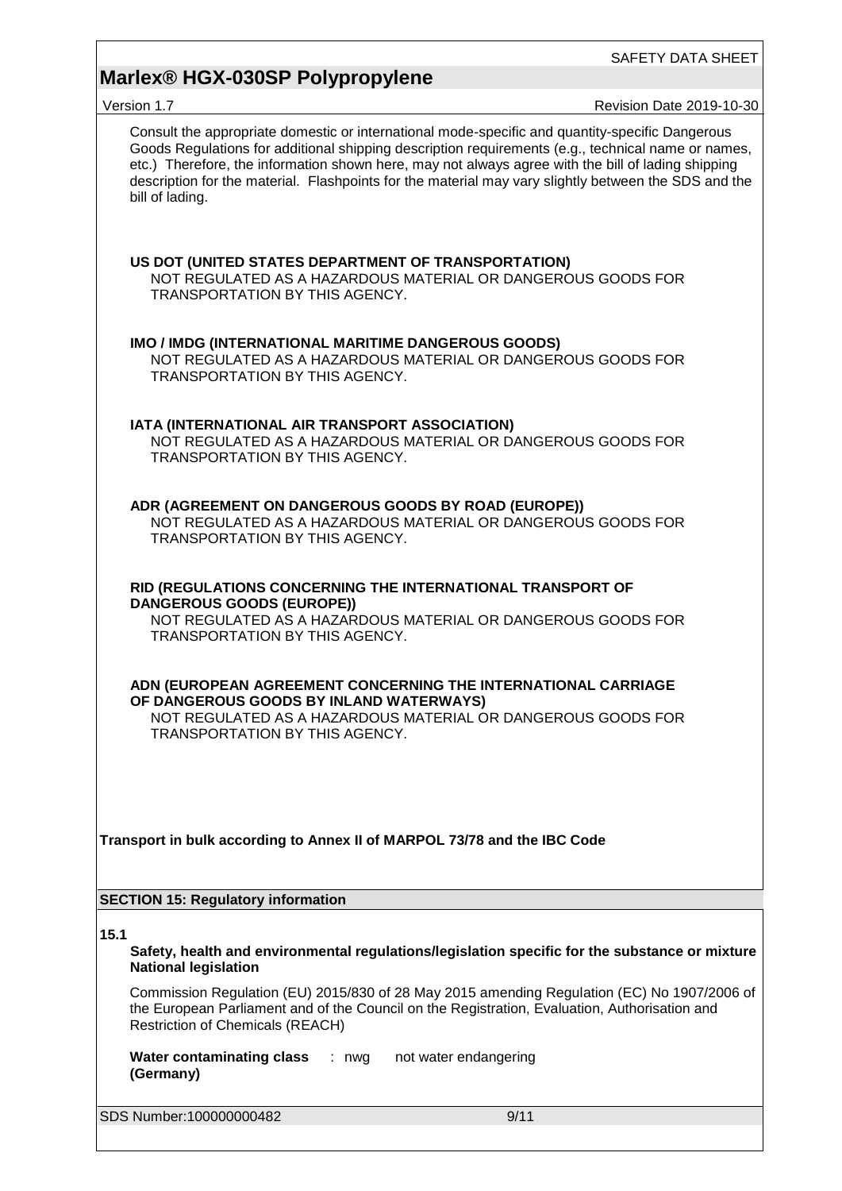Consult the appropriate domestic or international mode-specific and quantity-specific Dangerous Goods Regulations for additional shipping description requirements (e.g., technical name or names, etc.) Therefore, the information shown here, may not always agree with the bill of lading shipping description for the material. Flashpoints for the material may vary slightly between the SDS and the bill of lading.

**US DOT (UNITED STATES DEPARTMENT OF TRANSPORTATION)**
NOT REGULATED AS A HAZARDOUS MATERIAL OR DANGEROUS GOODS FOR TRANSPORTATION BY THIS AGENCY.

**IMO / IMDG (INTERNATIONAL MARITIME DANGEROUS GOODS)**
NOT REGULATED AS A HAZARDOUS MATERIAL OR DANGEROUS GOODS FOR TRANSPORTATION BY THIS AGENCY.

**IATA (INTERNATIONAL AIR TRANSPORT ASSOCIATION)**
NOT REGULATED AS A HAZARDOUS MATERIAL OR DANGEROUS GOODS FOR TRANSPORTATION BY THIS AGENCY.

**ADR (AGREEMENT ON DANGEROUS GOODS BY ROAD (EUROPE))**
NOT REGULATED AS A HAZARDOUS MATERIAL OR DANGEROUS GOODS FOR TRANSPORTATION BY THIS AGENCY.

**RID (REGULATIONS CONCERNING THE INTERNATIONAL TRANSPORT OF DANGEROUS GOODS (EUROPE))**
NOT REGULATED AS A HAZARDOUS MATERIAL OR DANGEROUS GOODS FOR TRANSPORTATION BY THIS AGENCY.

**ADN (EUROPEAN AGREEMENT CONCERNING THE INTERNATIONAL CARRIAGE OF DANGEROUS GOODS BY INLAND WATERWAYS)**
NOT REGULATED AS A HAZARDOUS MATERIAL OR DANGEROUS GOODS FOR TRANSPORTATION BY THIS AGENCY.

**Transport in bulk according to Annex II of MARPOL 73/78 and the IBC Code**

## SECTION 15: Regulatory information

**15.1**

**Safety, health and environmental regulations/legislation specific for the substance or mixture**
**National legislation**

Commission Regulation (EU) 2015/830 of 28 May 2015 amending Regulation (EC) No 1907/2006 of the European Parliament and of the Council on the Registration, Evaluation, Authorisation and Restriction of Chemicals (REACH)

**Water contaminating class (Germany)** : nwg not water endangering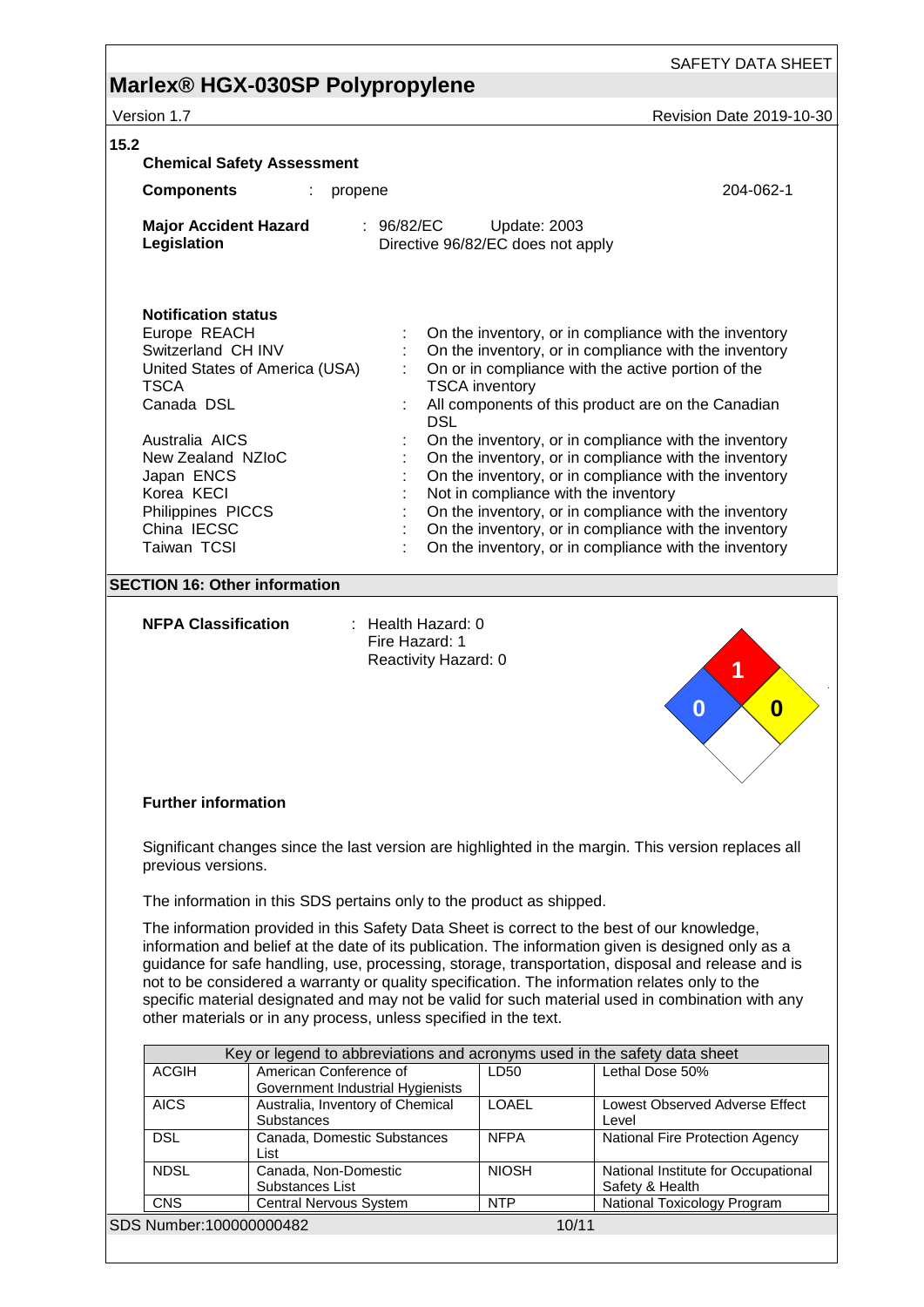15.2

**Chemical Safety Assessment**

**Components** : propene 204-062-1

**Major Accident Hazard Legislation** : 96/82/EC Update: 2003
Directive 96/82/EC does not apply

**Notification status**

| | |
|---|---|
| Europe REACH | : On the inventory, or in compliance with the inventory |
| Switzerland CH INV | : On the inventory, or in compliance with the inventory |
| United States of America (USA) TSCA | : On or in compliance with the active portion of the TSCA inventory |
| Canada DSL | : All components of this product are on the Canadian DSL |
| Australia AICS | : On the inventory, or in compliance with the inventory |
| New Zealand NZIoC | : On the inventory, or in compliance with the inventory |
| Japan ENCS | : On the inventory, or in compliance with the inventory |
| Korea KECI | : Not in compliance with the inventory |
| Philippines PICCS | : On the inventory, or in compliance with the inventory |
| China IECSC | : On the inventory, or in compliance with the inventory |
| Taiwan TCSI | : On the inventory, or in compliance with the inventory |

## SECTION 16: Other information

**NFPA Classification** : Health Hazard: 0
Fire Hazard: 1
Reactivity Hazard: 0

**Further information**

Significant changes since the last version are highlighted in the margin. This version replaces all previous versions.

The information in this SDS pertains only to the product as shipped.

The information provided in this Safety Data Sheet is correct to the best of our knowledge, information and belief at the date of its publication. The information given is designed only as a guidance for safe handling, use, processing, storage, transportation, disposal and release and is not to be considered a warranty or quality specification. The information relates only to the specific material designated and may not be valid for such material used in combination with any other materials or in any process, unless specified in the text.

| Key or legend to abbreviations and acronyms used in the safety data sheet | | | |
|---|---|---|---|
| ACGIH | American Conference of Government Industrial Hygienists | LD50 | Lethal Dose 50% |
| AICS | Australia, Inventory of Chemical Substances | LOAEL | Lowest Observed Adverse Effect Level |
| DSL | Canada, Domestic Substances List | NFPA | National Fire Protection Agency |
| NDSL | Canada, Non-Domestic Substances List | NIOSH | National Institute for Occupational Safety & Health |
| CNS | Central Nervous System | NTP | National Toxicology Program |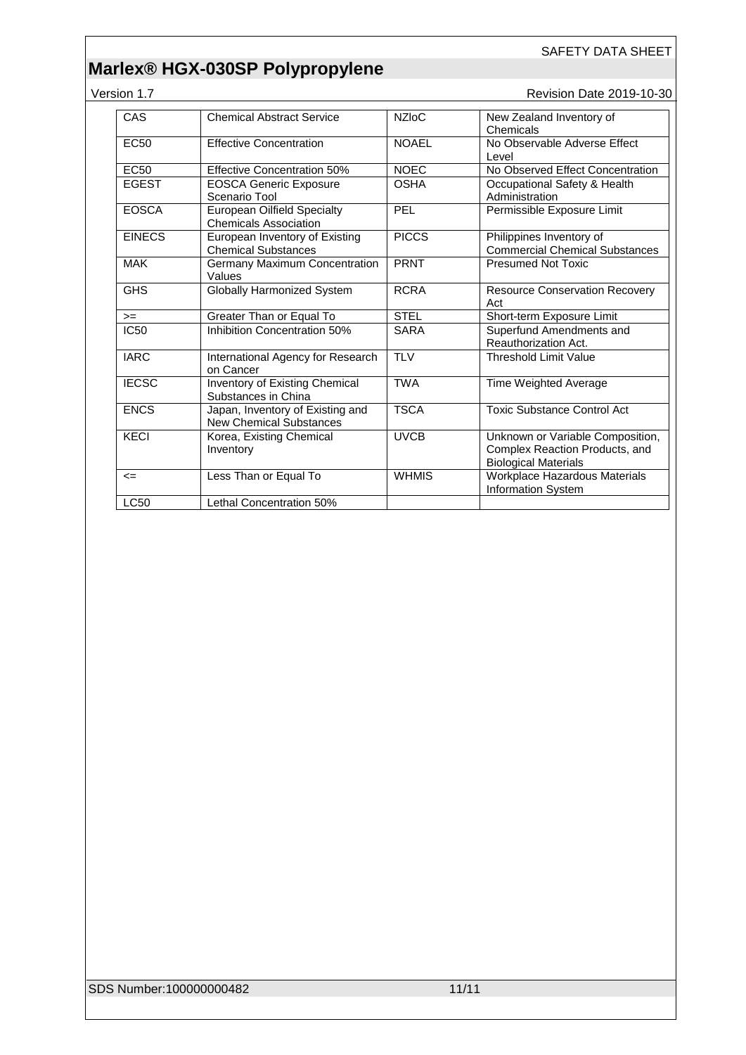| | | | |
|---|---|---|---|
| CAS | Chemical Abstract Service | NZIoC | New Zealand Inventory of Chemicals |
| EC50 | Effective Concentration | NOAEL | No Observable Adverse Effect Level |
| EC50 | Effective Concentration 50% | NOEC | No Observed Effect Concentration |
| EGEST | EOSCA Generic Exposure Scenario Tool | OSHA | Occupational Safety & Health Administration |
| EOSCA | European Oilfield Specialty Chemicals Association | PEL | Permissible Exposure Limit |
| EINECS | European Inventory of Existing Chemical Substances | PICCS | Philippines Inventory of Commercial Chemical Substances |
| MAK | Germany Maximum Concentration Values | PRNT | Presumed Not Toxic |
| GHS | Globally Harmonized System | RCRA | Resource Conservation Recovery Act |
| >= | Greater Than or Equal To | STEL | Short-term Exposure Limit |
| IC50 | Inhibition Concentration 50% | SARA | Superfund Amendments and Reauthorization Act. |
| IARC | International Agency for Research on Cancer | TLV | Threshold Limit Value |
| IECSC | Inventory of Existing Chemical Substances in China | TWA | Time Weighted Average |
| ENCS | Japan, Inventory of Existing and New Chemical Substances | TSCA | Toxic Substance Control Act |
| KECI | Korea, Existing Chemical Inventory | UVCB | Unknown or Variable Composition, Complex Reaction Products, and Biological Materials |
| <= | Less Than or Equal To | WHMIS | Workplace Hazardous Materials Information System |
| LC50 | Lethal Concentration 50% | | |